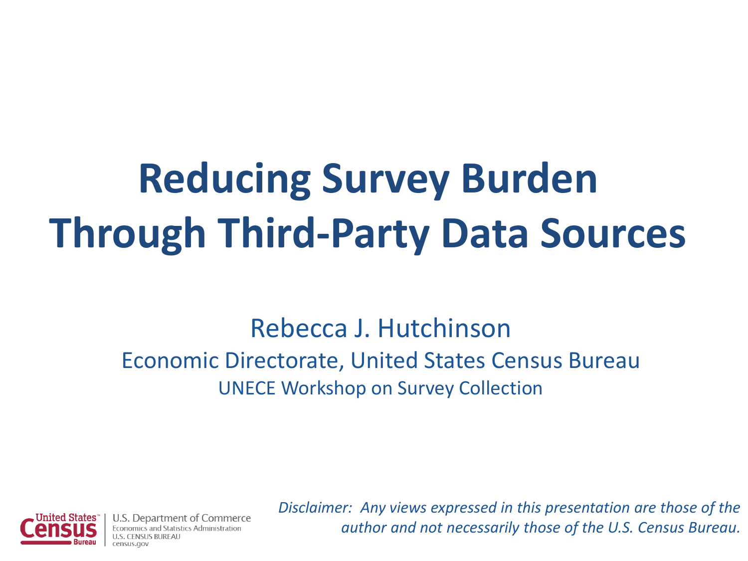# Reducing Survey Burden Through Third-Party Data Sources

Rebecca J. Hutchinson

Economic Directorate, United States Census Bureau

UNECE Workshop on Survey Collection

United States Census Bureau | U.S. Department of Commerce
Economics and Statistics Administration
U.S. CENSUS BUREAU
census.gov

*Disclaimer: Any views expressed in this presentation are those of the author and not necessarily those of the U.S. Census Bureau.*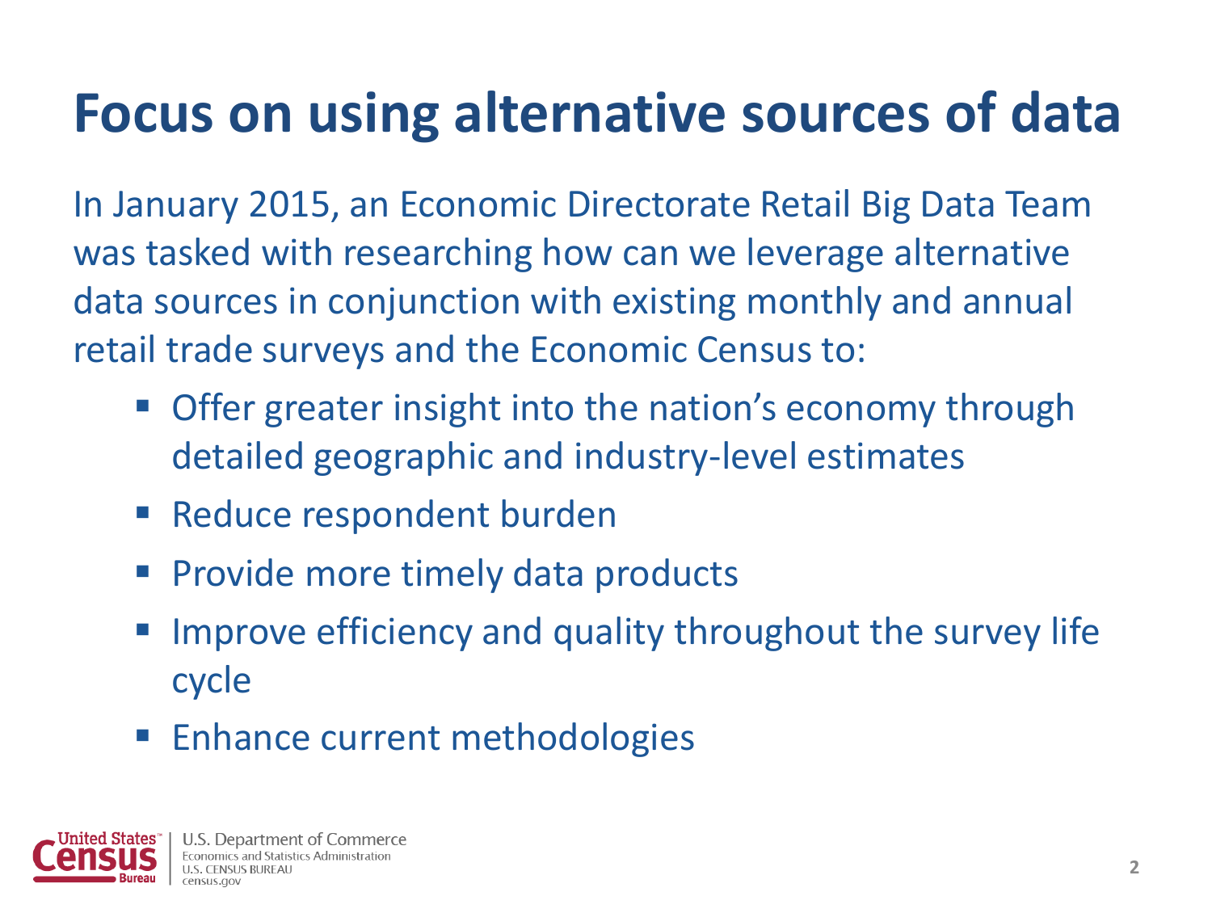# Focus on using alternative sources of data

In January 2015, an Economic Directorate Retail Big Data Team was tasked with researching how can we leverage alternative data sources in conjunction with existing monthly and annual retail trade surveys and the Economic Census to:

- Offer greater insight into the nation's economy through detailed geographic and industry-level estimates
- Reduce respondent burden
- Provide more timely data products
- Improve efficiency and quality throughout the survey life cycle
- Enhance current methodologies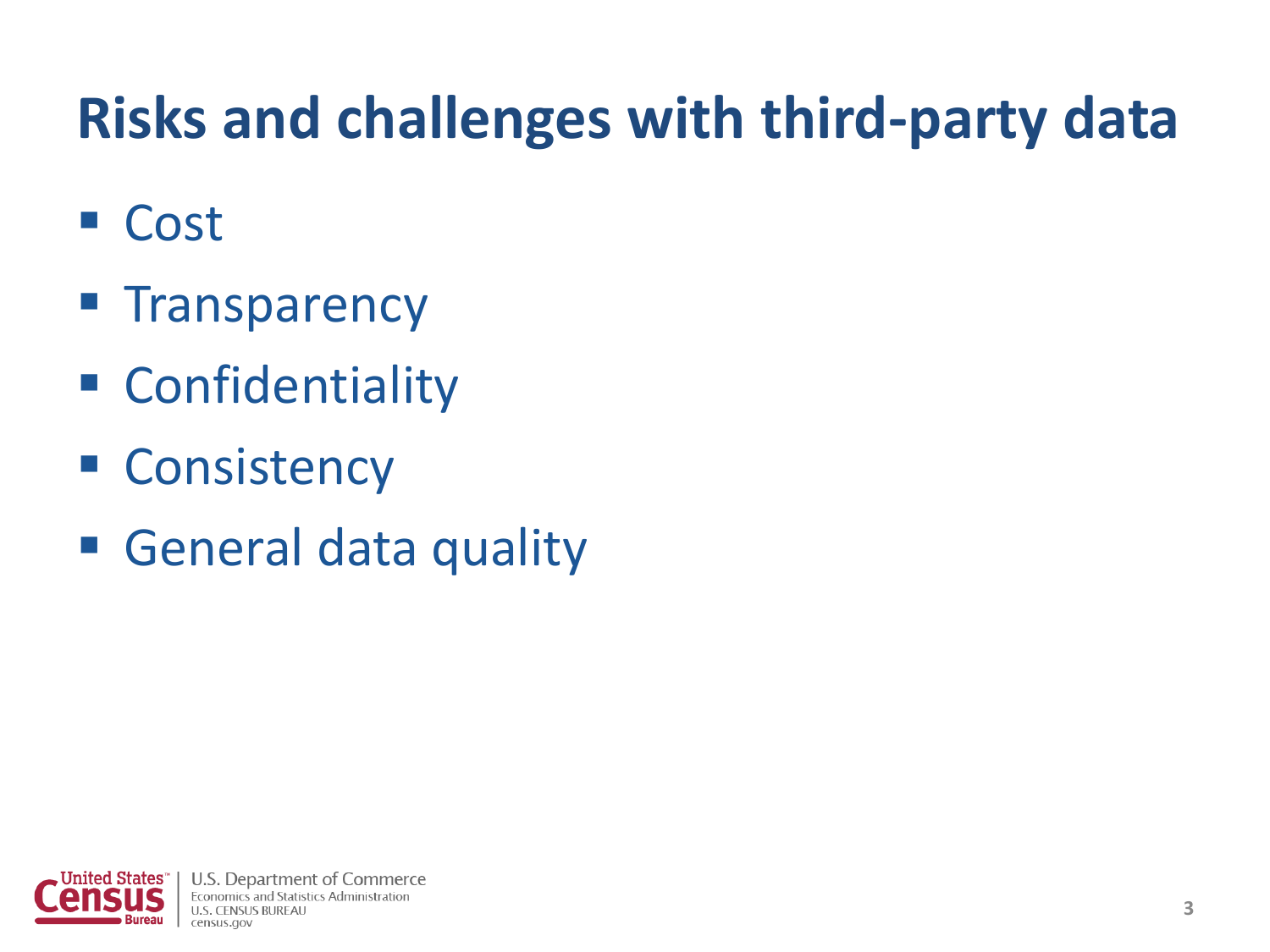# Risks and challenges with third-party data

- Cost
- Transparency
- Confidentiality
- Consistency
- General data quality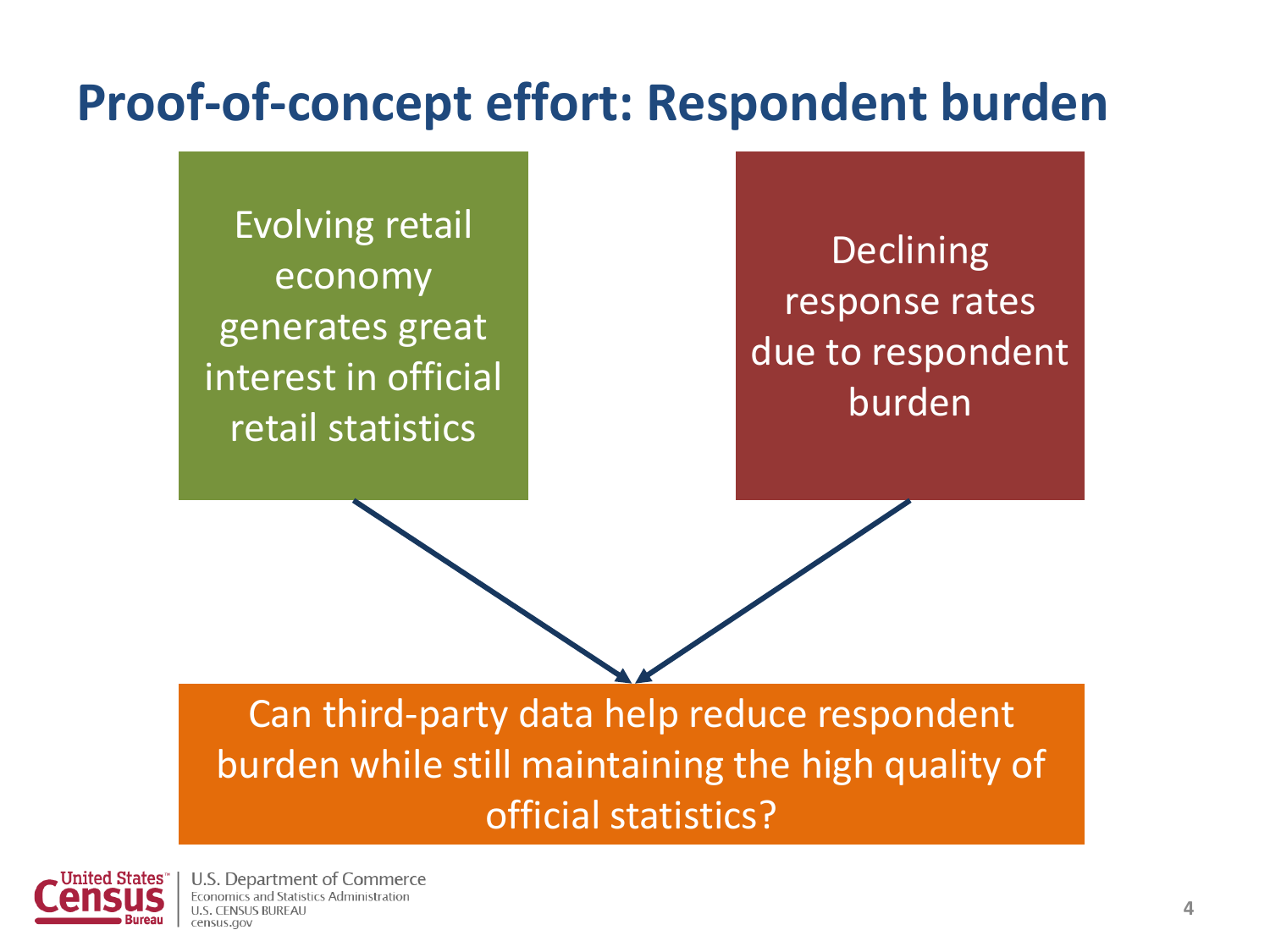# Proof-of-concept effort: Respondent burden

Evolving retail economy generates great interest in official retail statistics

Declining response rates due to respondent burden

Can third-party data help reduce respondent burden while still maintaining the high quality of official statistics?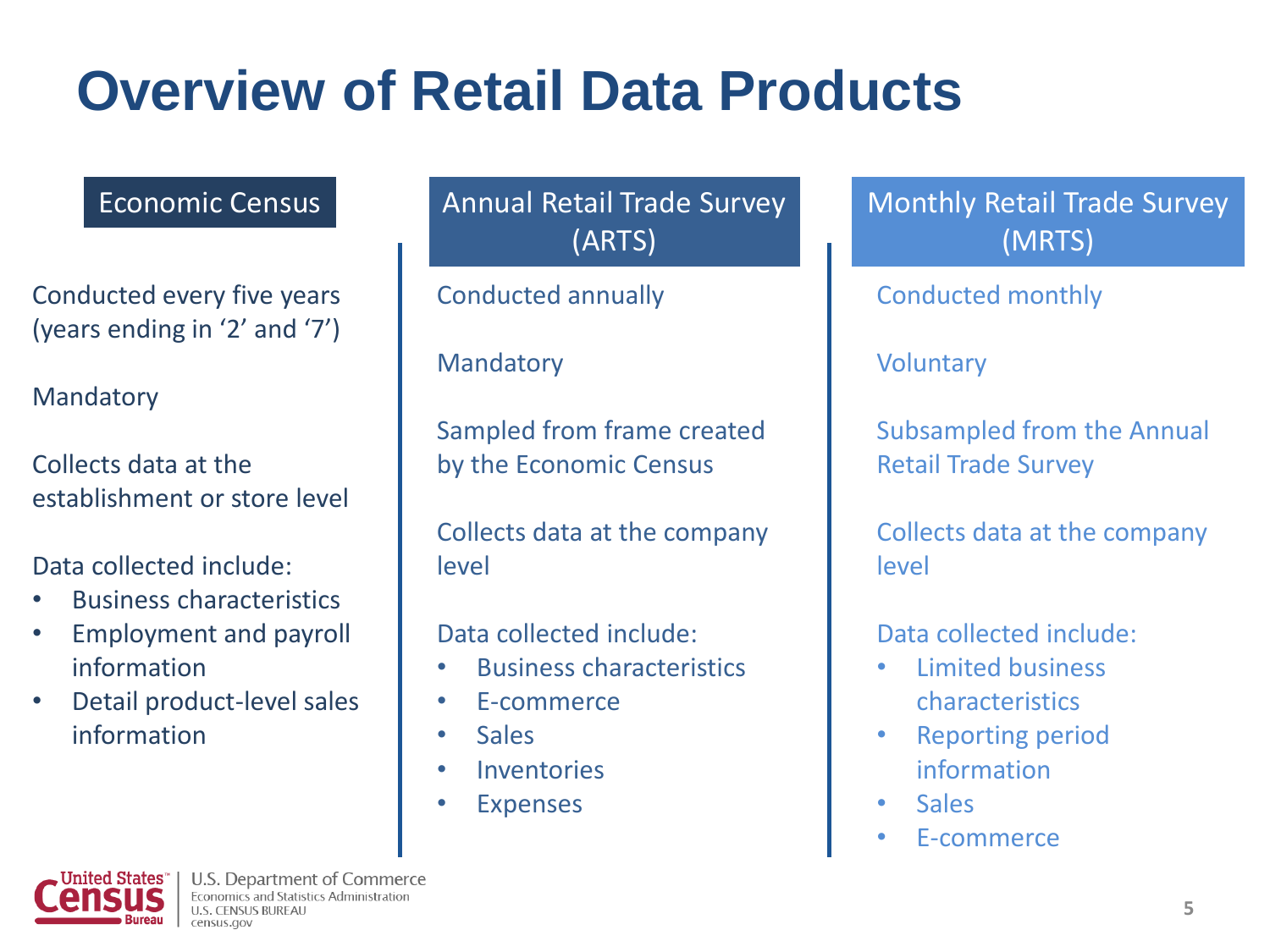# Overview of Retail Data Products

## Economic Census

Conducted every five years (years ending in '2' and '7')

Mandatory

Collects data at the establishment or store level

Data collected include:

- Business characteristics
- Employment and payroll information
- Detail product-level sales information

## Annual Retail Trade Survey (ARTS)

Conducted annually

Mandatory

Sampled from frame created by the Economic Census

Collects data at the company level

Data collected include:

- Business characteristics
- E-commerce
- Sales
- Inventories
- Expenses

## Monthly Retail Trade Survey (MRTS)

Conducted monthly

Voluntary

Subsampled from the Annual Retail Trade Survey

Collects data at the company level

Data collected include:

- Limited business characteristics
- Reporting period information
- Sales
- E-commerce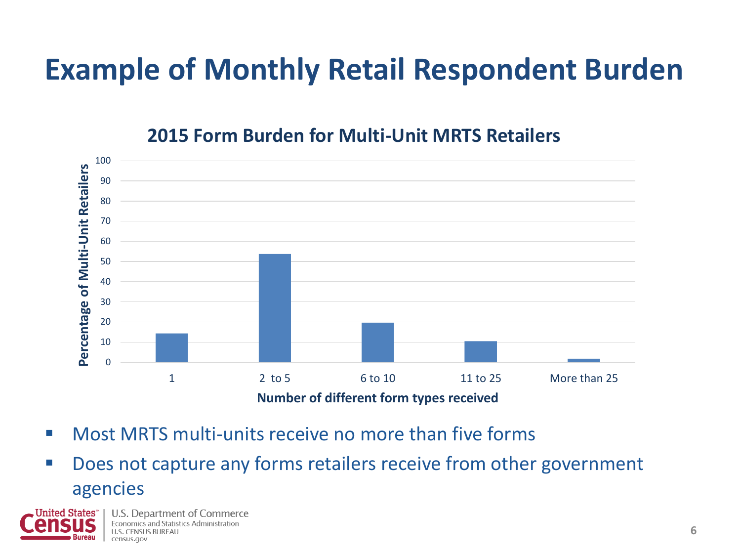# Example of Monthly Retail Respondent Burden

**2015 Form Burden for Multi-Unit MRTS Retailers**

- Most MRTS multi-units receive no more than five forms
- Does not capture any forms retailers receive from other government agencies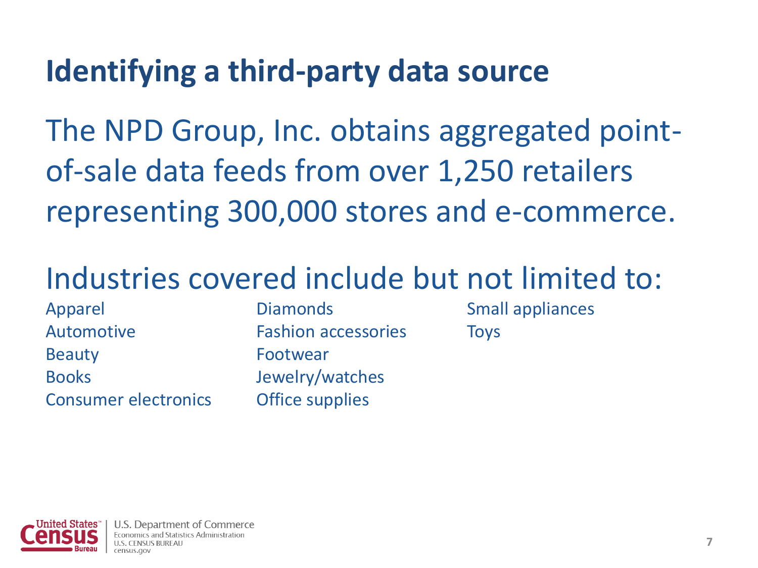# Identifying a third-party data source

The NPD Group, Inc. obtains aggregated point-of-sale data feeds from over 1,250 retailers representing 300,000 stores and e-commerce.

Industries covered include but not limited to:

- Apparel
- Automotive
- Beauty
- Books
- Consumer electronics
- Diamonds
- Fashion accessories
- Footwear
- Jewelry/watches
- Office supplies
- Small appliances
- Toys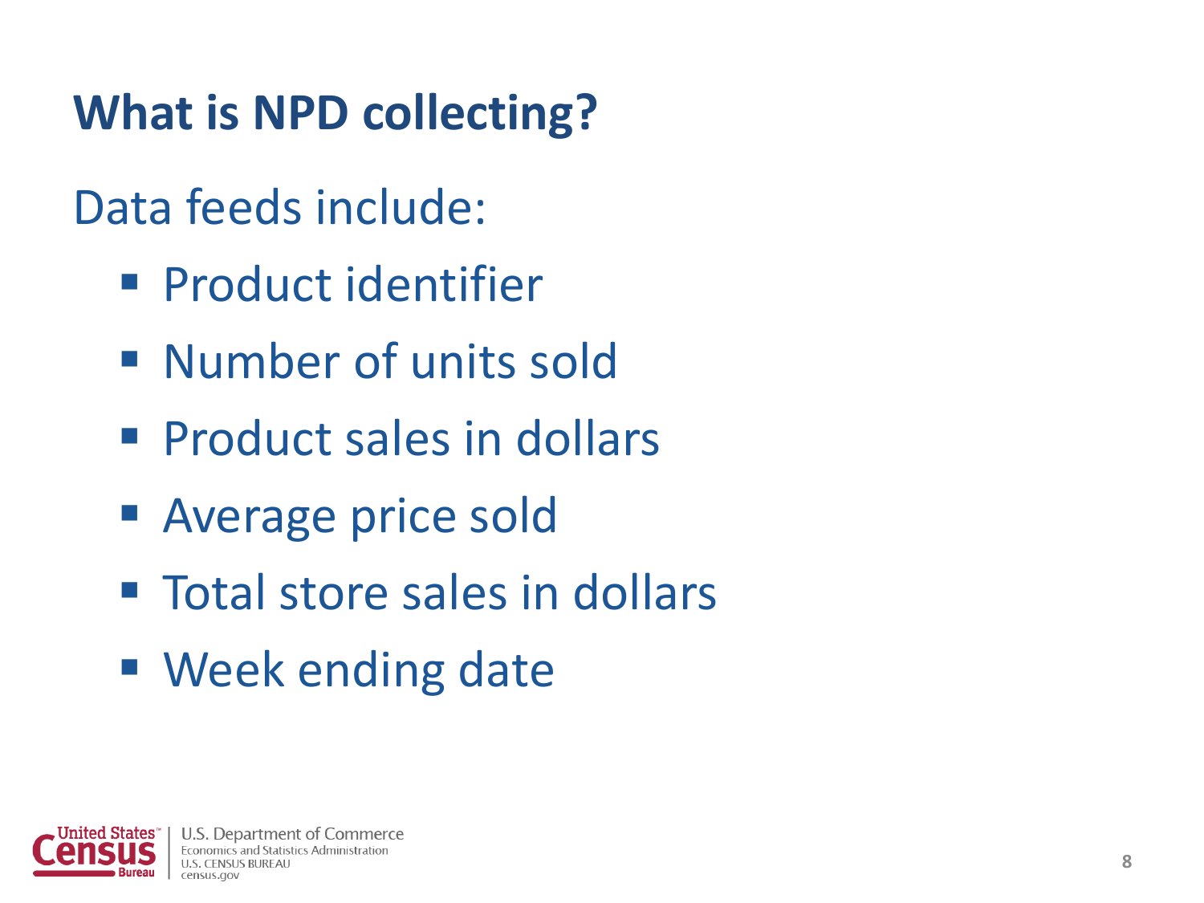# What is NPD collecting?

Data feeds include:

- Product identifier
- Number of units sold
- Product sales in dollars
- Average price sold
- Total store sales in dollars
- Week ending date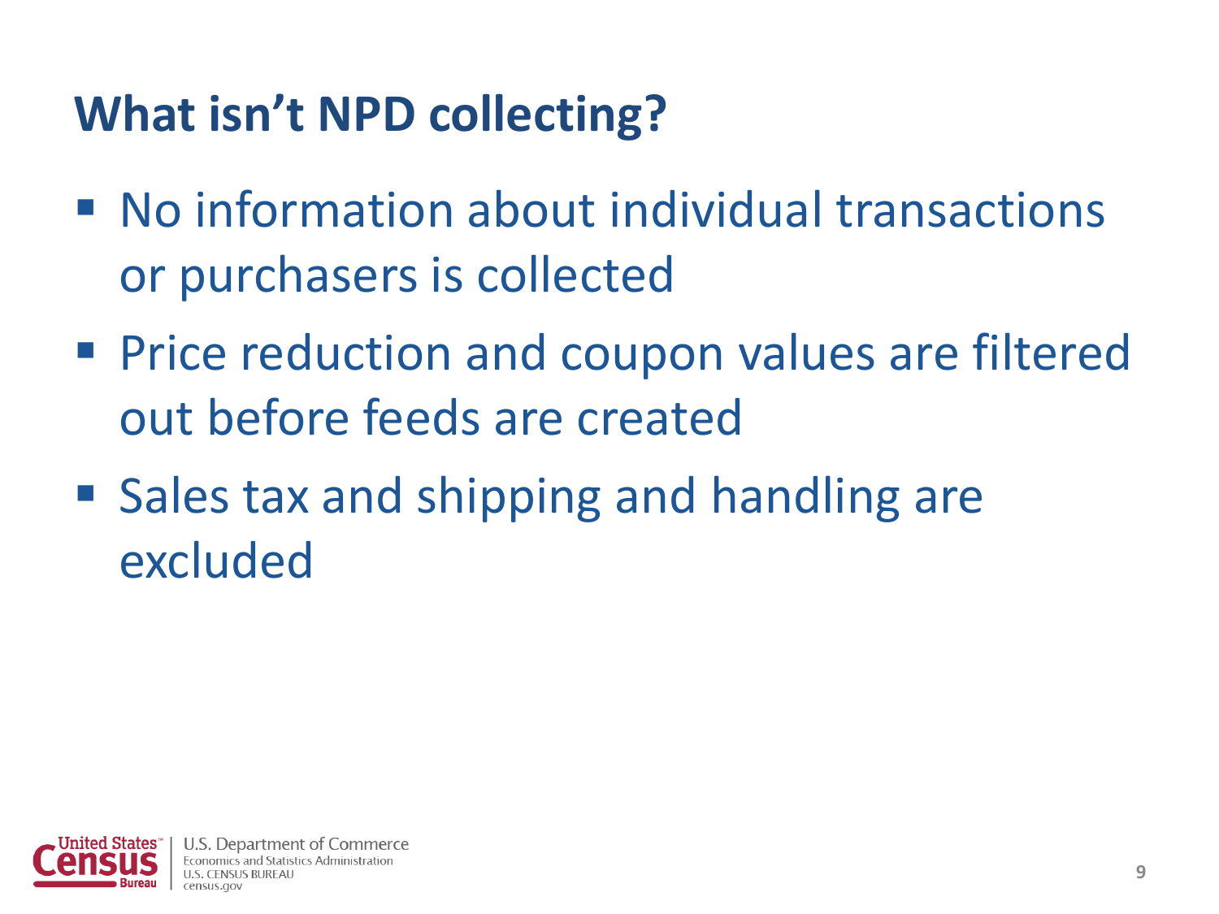# What isn't NPD collecting?

- No information about individual transactions or purchasers is collected
- Price reduction and coupon values are filtered out before feeds are created
- Sales tax and shipping and handling are excluded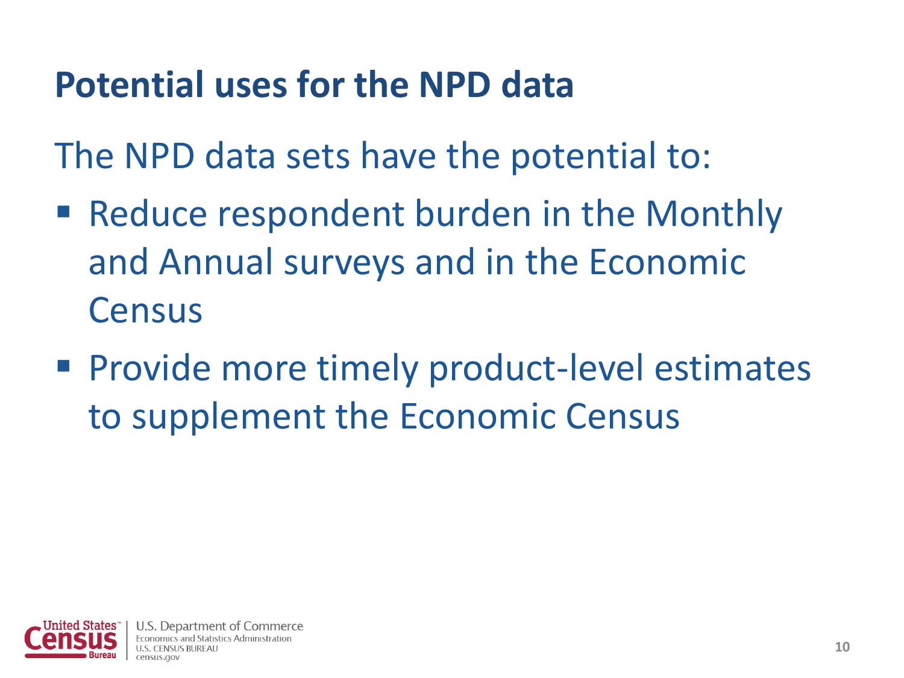# Potential uses for the NPD data

The NPD data sets have the potential to:

- Reduce respondent burden in the Monthly and Annual surveys and in the Economic Census
- Provide more timely product-level estimates to supplement the Economic Census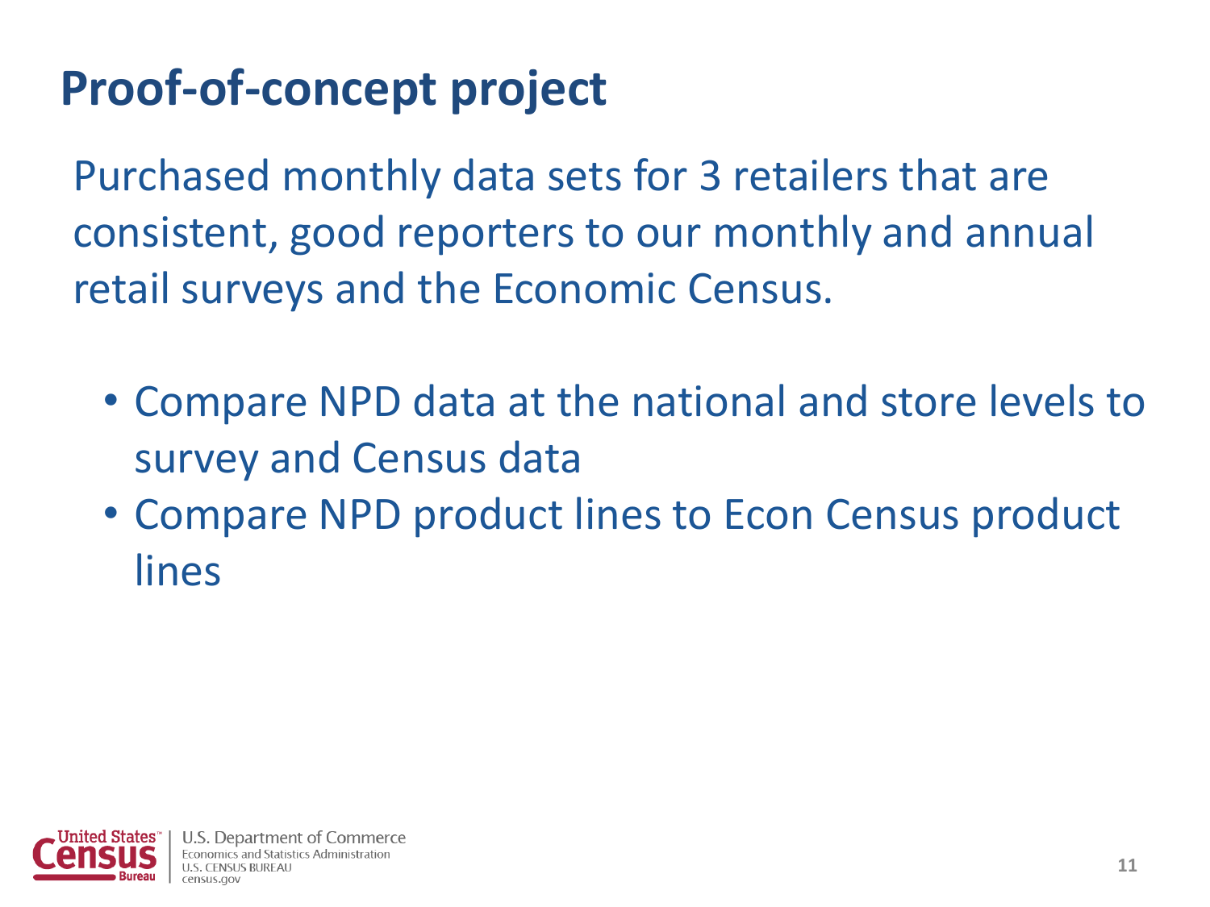# Proof-of-concept project

Purchased monthly data sets for 3 retailers that are consistent, good reporters to our monthly and annual retail surveys and the Economic Census.

- Compare NPD data at the national and store levels to survey and Census data
- Compare NPD product lines to Econ Census product lines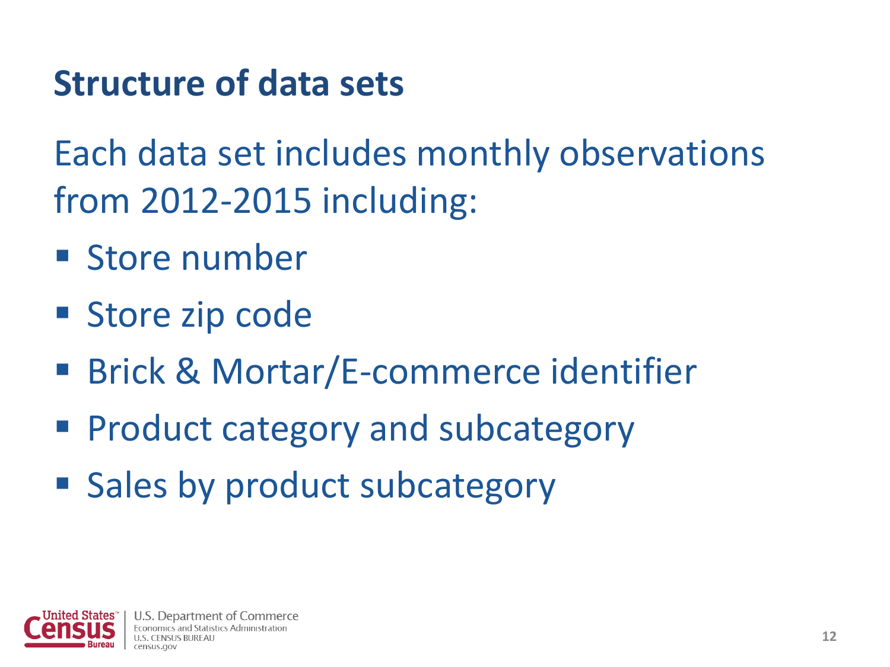# Structure of data sets

Each data set includes monthly observations from 2012-2015 including:

- Store number
- Store zip code
- Brick & Mortar/E-commerce identifier
- Product category and subcategory
- Sales by product subcategory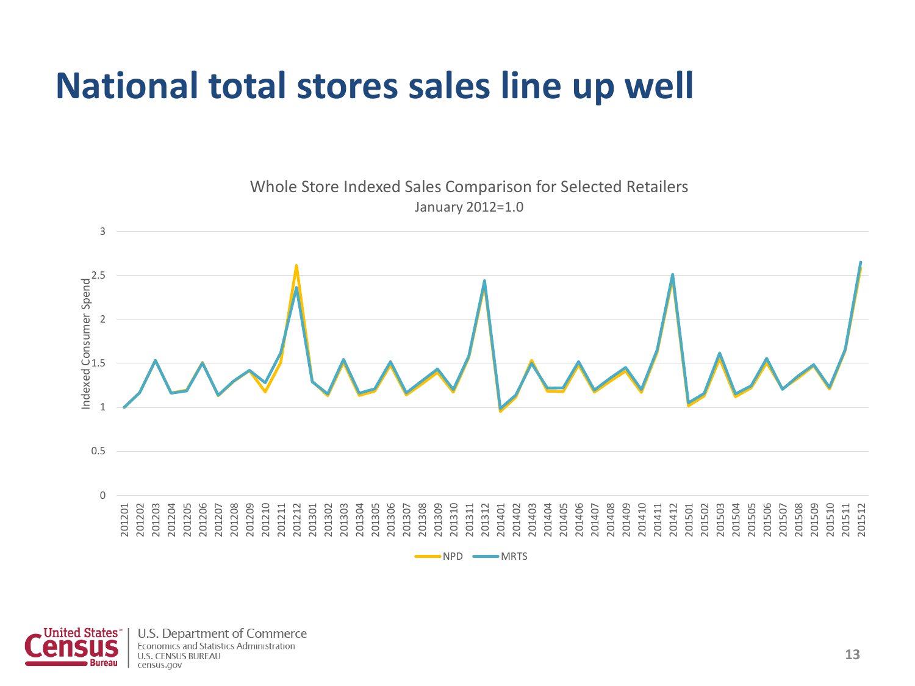# National total stores sales line up well

Whole Store Indexed Sales Comparison for Selected Retailers

January 2012=1.0

Indexed Consumer Spend

NPD  MRTS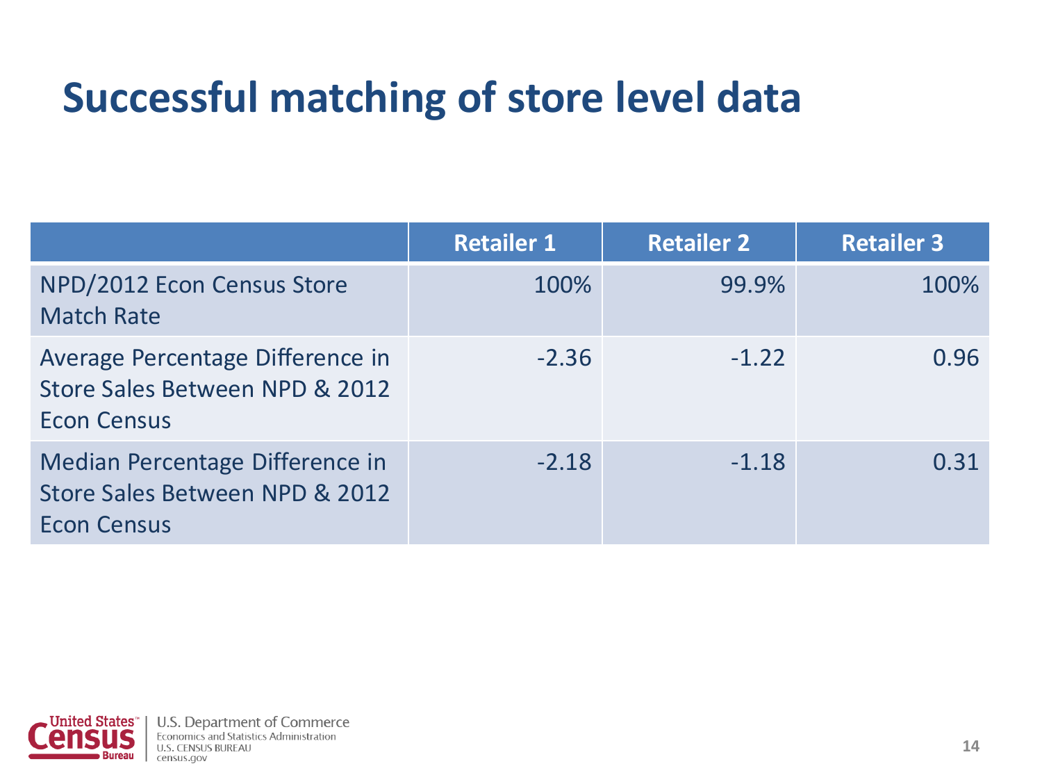# Successful matching of store level data

| | Retailer 1 | Retailer 2 | Retailer 3 |
|---|---|---|---|
| NPD/2012 Econ Census Store Match Rate | 100% | 99.9% | 100% |
| Average Percentage Difference in Store Sales Between NPD & 2012 Econ Census | -2.36 | -1.22 | 0.96 |
| Median Percentage Difference in Store Sales Between NPD & 2012 Econ Census | -2.18 | -1.18 | 0.31 |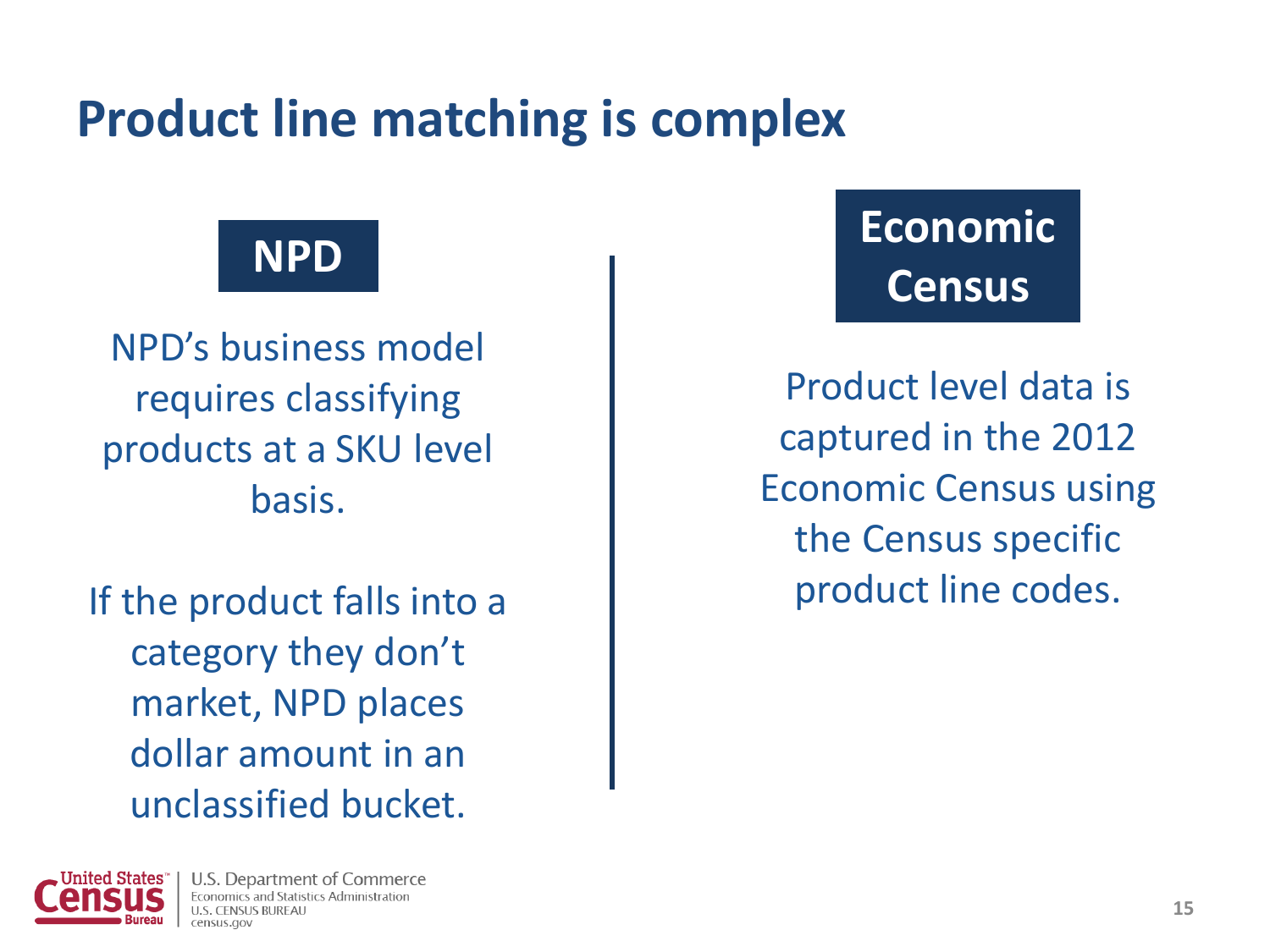# Product line matching is complex

## NPD

NPD's business model requires classifying products at a SKU level basis.

If the product falls into a category they don't market, NPD places dollar amount in an unclassified bucket.

## Economic Census

Product level data is captured in the 2012 Economic Census using the Census specific product line codes.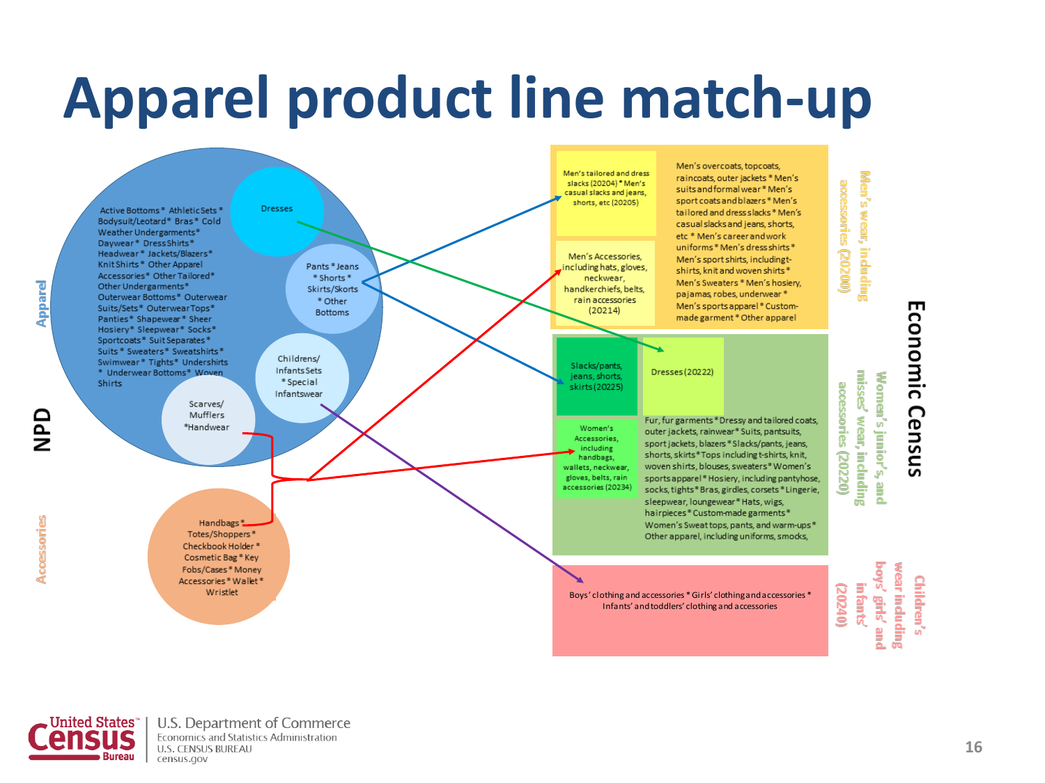# Apparel product line match-up

## NPD

### Apparel

Active Bottoms * Athletic Sets * Bodysuit/Leotard * Bras * Cold Weather Undergarments * Daywear * Dress Shirts * Headwear * Jackets/Blazers * Knit Shirts * Other Apparel Accessories * Other Tailored * Other Undergarments * Outerwear Bottoms * Outerwear Suits/Sets * Outerwear Tops * Panties * Shapewear * Sheer Hosiery * Sleepwear * Socks * Sportcoats * Suit Separates * Suits * Sweaters * Sweatshirts * Swimwear * Tights * Undershirts * Underwear Bottoms * Woven Shirts

Dresses

Pants * Jeans * Shorts * Skirts/Skorts * Other Bottoms

Childrens/ Infants Sets * Special Infantswear

Scarves/ Mufflers *Handwear

### Accessories

Handbags * Totes/Shoppers * Checkbook Holder * Cosmetic Bag * Key Fobs/Cases * Money Accessories * Wallet * Wristlet

## Economic Census

### Men's wear, including accessories (20200)

Men's tailored and dress slacks (20204) * Men's casual slacks and jeans, shorts, etc (20205)

Men's Accessories, including hats, gloves, neckwear, handkerchiefs, belts, rain accessories (20214)

Men's overcoats, topcoats, raincoats, outer jackets * Men's suits and formal wear * Men's sport coats and blazers * Men's tailored and dress slacks * Men's casual slacks and jeans, shorts, etc * Men's career and work uniforms * Men's dress shirts * Men's sport shirts, including t-shirts, knit and woven shirts * Men's Sweaters * Men's hosiery, pajamas, robes, underwear * Men's sports apparel * Custom-made garment * Other apparel

### Women's junior's, and misses' wear, including accessories (20220)

Slacks/pants, jeans, shorts, skirts (20225)

Dresses (20222)

Women's Accessories, including handbags, wallets, neckwear, gloves, belts, rain accessories (20234)

Fur, fur garments * Dressy and tailored coats, outer jackets, rainwear * Suits, pantsuits, sport jackets, blazers * Slacks/pants, jeans, shorts, skirts * Tops including t-shirts, knit, woven shirts, blouses, sweaters * Women's sports apparel * Hosiery, including pantyhose, socks, tights * Bras, girdles, corsets * Lingerie, sleepwear, loungewear * Hats, wigs, hairpieces * Custom-made garments * Women's Sweat tops, pants, and warm-ups * Other apparel, including uniforms, smocks,

### Children's wear including boys', girls' and infants' (20240)

Boys' clothing and accessories * Girls' clothing and accessories * Infants' and toddlers' clothing and accessories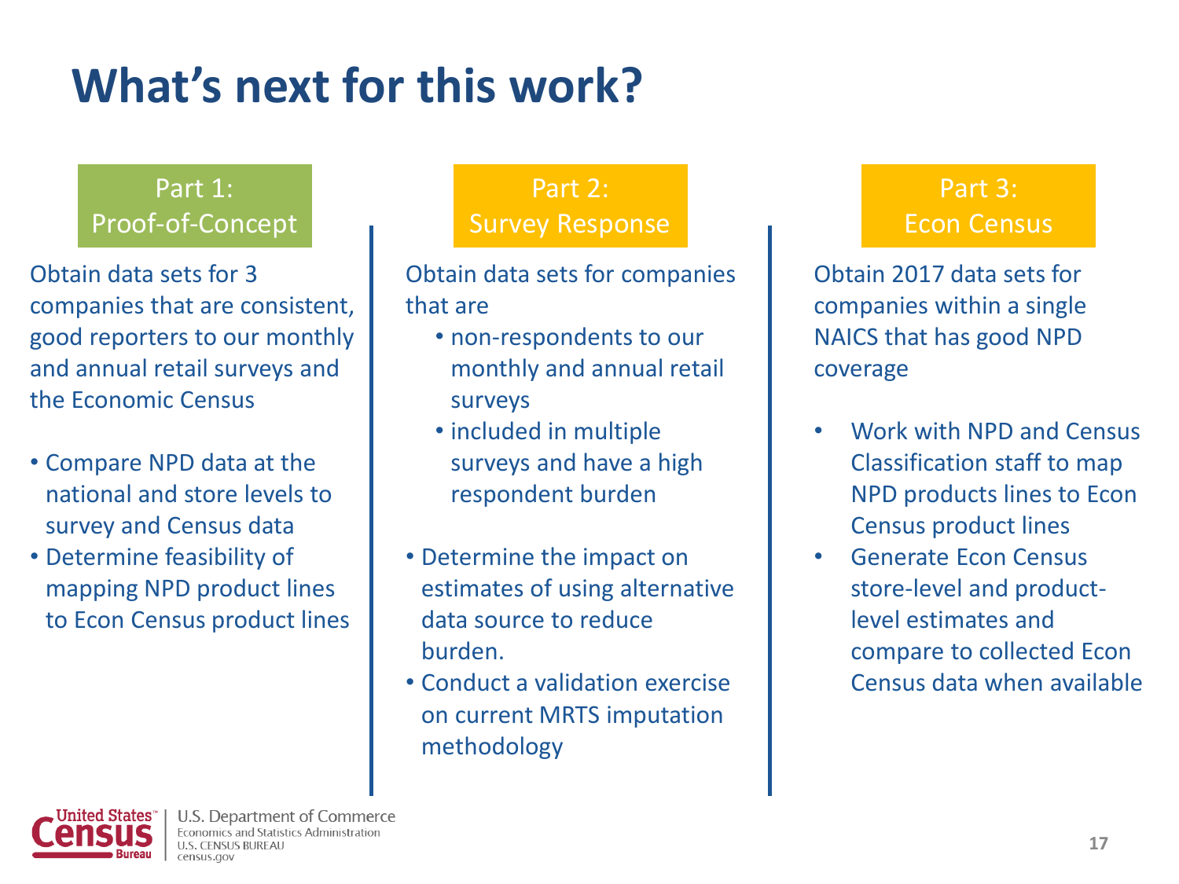# What's next for this work?

## Part 1: Proof-of-Concept

Obtain data sets for 3 companies that are consistent, good reporters to our monthly and annual retail surveys and the Economic Census

- Compare NPD data at the national and store levels to survey and Census data
- Determine feasibility of mapping NPD product lines to Econ Census product lines

## Part 2: Survey Response

Obtain data sets for companies that are

- non-respondents to our monthly and annual retail surveys
- included in multiple surveys and have a high respondent burden

- Determine the impact on estimates of using alternative data source to reduce burden.
- Conduct a validation exercise on current MRTS imputation methodology

## Part 3: Econ Census

Obtain 2017 data sets for companies within a single NAICS that has good NPD coverage

- Work with NPD and Census Classification staff to map NPD products lines to Econ Census product lines
- Generate Econ Census store-level and product-level estimates and compare to collected Econ Census data when available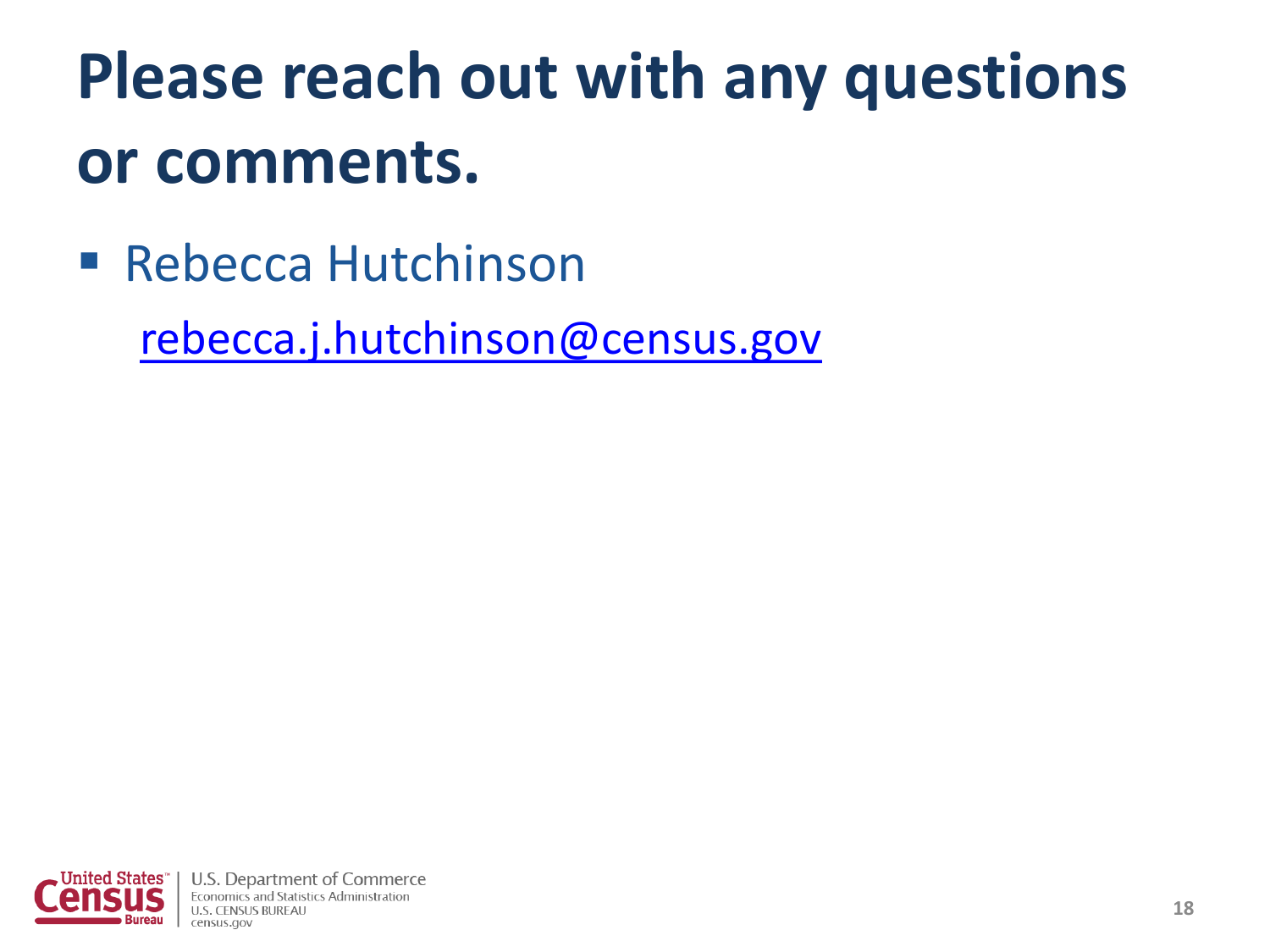# Please reach out with any questions or comments.

- Rebecca Hutchinson

  rebecca.j.hutchinson@census.gov